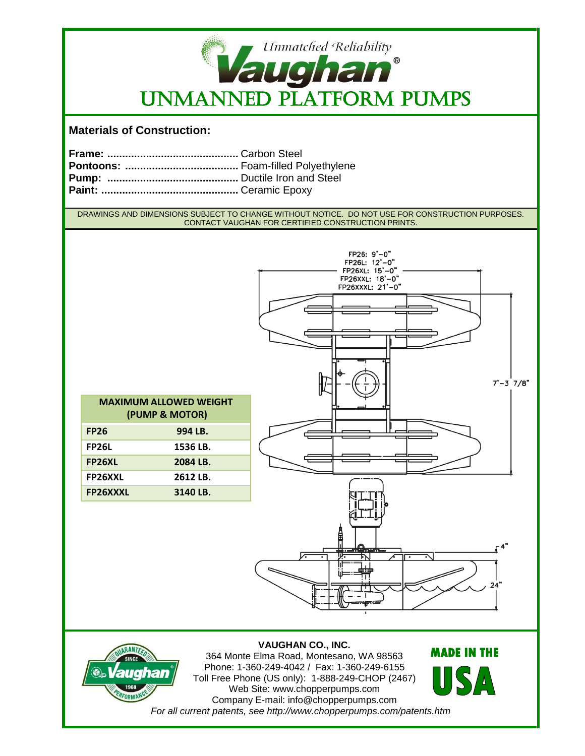*Unmatched Reliability*

**Vaughan®**

# UNMANNED PLATFORM PUMPS

## Materials of Construction:

**Frame:** ........................................... Carbon Steel
**Pontoons:** ...................................... Foam-filled Polyethylene
**Pump:** ........................................... Ductile Iron and Steel
**Paint:** ............................................. Ceramic Epoxy

DRAWINGS AND DIMENSIONS SUBJECT TO CHANGE WITHOUT NOTICE. DO NOT USE FOR CONSTRUCTION PURPOSES. CONTACT VAUGHAN FOR CERTIFIED CONSTRUCTION PRINTS.

FP26: 9'-0"
FP26L: 12'-0"
FP26XL: 15'-0"
FP26XXL: 18'-0"
FP26XXXL: 21'-0"

7'-3 7/8"

4"

24"

| MAXIMUM ALLOWED WEIGHT (PUMP & MOTOR) | |
|---|---|
| FP26 | 994 LB. |
| FP26L | 1536 LB. |
| FP26XL | 2084 LB. |
| FP26XXL | 2612 LB. |
| FP26XXXL | 3140 LB. |

**VAUGHAN CO., INC.**
364 Monte Elma Road, Montesano, WA 98563
Phone: 1-360-249-4042 / Fax: 1-360-249-6155
Toll Free Phone (US only): 1-888-249-CHOP (2467)
Web Site: www.chopperpumps.com
Company E-mail: info@chopperpumps.com
*For all current patents, see http://www.chopperpumps.com/patents.htm*

GUARANTEED PERFORMANCE SINCE 1960 Vaughan®

MADE IN THE USA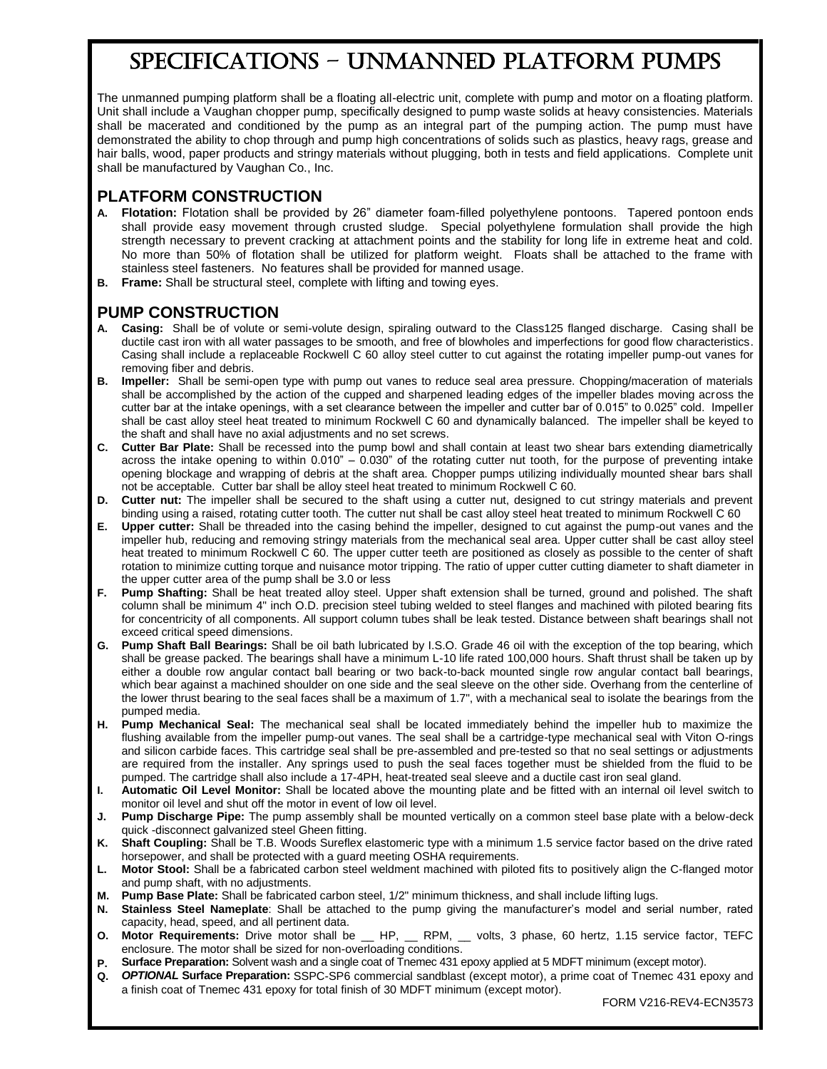# SPECIFICATIONS – UNMANNED PLATFORM PUMPS

The unmanned pumping platform shall be a floating all-electric unit, complete with pump and motor on a floating platform. Unit shall include a Vaughan chopper pump, specifically designed to pump waste solids at heavy consistencies. Materials shall be macerated and conditioned by the pump as an integral part of the pumping action. The pump must have demonstrated the ability to chop through and pump high concentrations of solids such as plastics, heavy rags, grease and hair balls, wood, paper products and stringy materials without plugging, both in tests and field applications. Complete unit shall be manufactured by Vaughan Co., Inc.

## PLATFORM CONSTRUCTION

**A. Flotation:** Flotation shall be provided by 26" diameter foam-filled polyethylene pontoons. Tapered pontoon ends shall provide easy movement through crusted sludge. Special polyethylene formulation shall provide the high strength necessary to prevent cracking at attachment points and the stability for long life in extreme heat and cold. No more than 50% of flotation shall be utilized for platform weight. Floats shall be attached to the frame with stainless steel fasteners. No features shall be provided for manned usage.

**B. Frame:** Shall be structural steel, complete with lifting and towing eyes.

## PUMP CONSTRUCTION

**A. Casing:** Shall be of volute or semi-volute design, spiraling outward to the Class125 flanged discharge. Casing shall be ductile cast iron with all water passages to be smooth, and free of blowholes and imperfections for good flow characteristics. Casing shall include a replaceable Rockwell C 60 alloy steel cutter to cut against the rotating impeller pump-out vanes for removing fiber and debris.

**B. Impeller:** Shall be semi-open type with pump out vanes to reduce seal area pressure. Chopping/maceration of materials shall be accomplished by the action of the cupped and sharpened leading edges of the impeller blades moving across the cutter bar at the intake openings, with a set clearance between the impeller and cutter bar of 0.015" to 0.025" cold. Impeller shall be cast alloy steel heat treated to minimum Rockwell C 60 and dynamically balanced. The impeller shall be keyed to the shaft and shall have no axial adjustments and no set screws.

**C. Cutter Bar Plate:** Shall be recessed into the pump bowl and shall contain at least two shear bars extending diametrically across the intake opening to within 0.010" – 0.030" of the rotating cutter nut tooth, for the purpose of preventing intake opening blockage and wrapping of debris at the shaft area. Chopper pumps utilizing individually mounted shear bars shall not be acceptable. Cutter bar shall be alloy steel heat treated to minimum Rockwell C 60.

**D. Cutter nut:** The impeller shall be secured to the shaft using a cutter nut, designed to cut stringy materials and prevent binding using a raised, rotating cutter tooth. The cutter nut shall be cast alloy steel heat treated to minimum Rockwell C 60

**E. Upper cutter:** Shall be threaded into the casing behind the impeller, designed to cut against the pump-out vanes and the impeller hub, reducing and removing stringy materials from the mechanical seal area. Upper cutter shall be cast alloy steel heat treated to minimum Rockwell C 60. The upper cutter teeth are positioned as closely as possible to the center of shaft rotation to minimize cutting torque and nuisance motor tripping. The ratio of upper cutter cutting diameter to shaft diameter in the upper cutter area of the pump shall be 3.0 or less

**F. Pump Shafting:** Shall be heat treated alloy steel. Upper shaft extension shall be turned, ground and polished. The shaft column shall be minimum 4" inch O.D. precision steel tubing welded to steel flanges and machined with piloted bearing fits for concentricity of all components. All support column tubes shall be leak tested. Distance between shaft bearings shall not exceed critical speed dimensions.

**G. Pump Shaft Ball Bearings:** Shall be oil bath lubricated by I.S.O. Grade 46 oil with the exception of the top bearing, which shall be grease packed. The bearings shall have a minimum L-10 life rated 100,000 hours. Shaft thrust shall be taken up by either a double row angular contact ball bearing or two back-to-back mounted single row angular contact ball bearings, which bear against a machined shoulder on one side and the seal sleeve on the other side. Overhang from the centerline of the lower thrust bearing to the seal faces shall be a maximum of 1.7", with a mechanical seal to isolate the bearings from the pumped media.

**H. Pump Mechanical Seal:** The mechanical seal shall be located immediately behind the impeller hub to maximize the flushing available from the impeller pump-out vanes. The seal shall be a cartridge-type mechanical seal with Viton O-rings and silicon carbide faces. This cartridge seal shall be pre-assembled and pre-tested so that no seal settings or adjustments are required from the installer. Any springs used to push the seal faces together must be shielded from the fluid to be pumped. The cartridge shall also include a 17-4PH, heat-treated seal sleeve and a ductile cast iron seal gland.

**I. Automatic Oil Level Monitor:** Shall be located above the mounting plate and be fitted with an internal oil level switch to monitor oil level and shut off the motor in event of low oil level.

**J. Pump Discharge Pipe:** The pump assembly shall be mounted vertically on a common steel base plate with a below-deck quick -disconnect galvanized steel Gheen fitting.

**K. Shaft Coupling:** Shall be T.B. Woods Sureflex elastomeric type with a minimum 1.5 service factor based on the drive rated horsepower, and shall be protected with a guard meeting OSHA requirements.

**L. Motor Stool:** Shall be a fabricated carbon steel weldment machined with piloted fits to positively align the C-flanged motor and pump shaft, with no adjustments.

**M. Pump Base Plate:** Shall be fabricated carbon steel, 1/2" minimum thickness, and shall include lifting lugs.

**N. Stainless Steel Nameplate**: Shall be attached to the pump giving the manufacturer's model and serial number, rated capacity, head, speed, and all pertinent data.

**O. Motor Requirements:** Drive motor shall be __ HP, __ RPM, __ volts, 3 phase, 60 hertz, 1.15 service factor, TEFC enclosure. The motor shall be sized for non-overloading conditions.

**P. Surface Preparation:** Solvent wash and a single coat of Tnemec 431 epoxy applied at 5 MDFT minimum (except motor).

**Q. *OPTIONAL* Surface Preparation:** SSPC-SP6 commercial sandblast (except motor), a prime coat of Tnemec 431 epoxy and a finish coat of Tnemec 431 epoxy for total finish of 30 MDFT minimum (except motor).

FORM V216-REV4-ECN3573